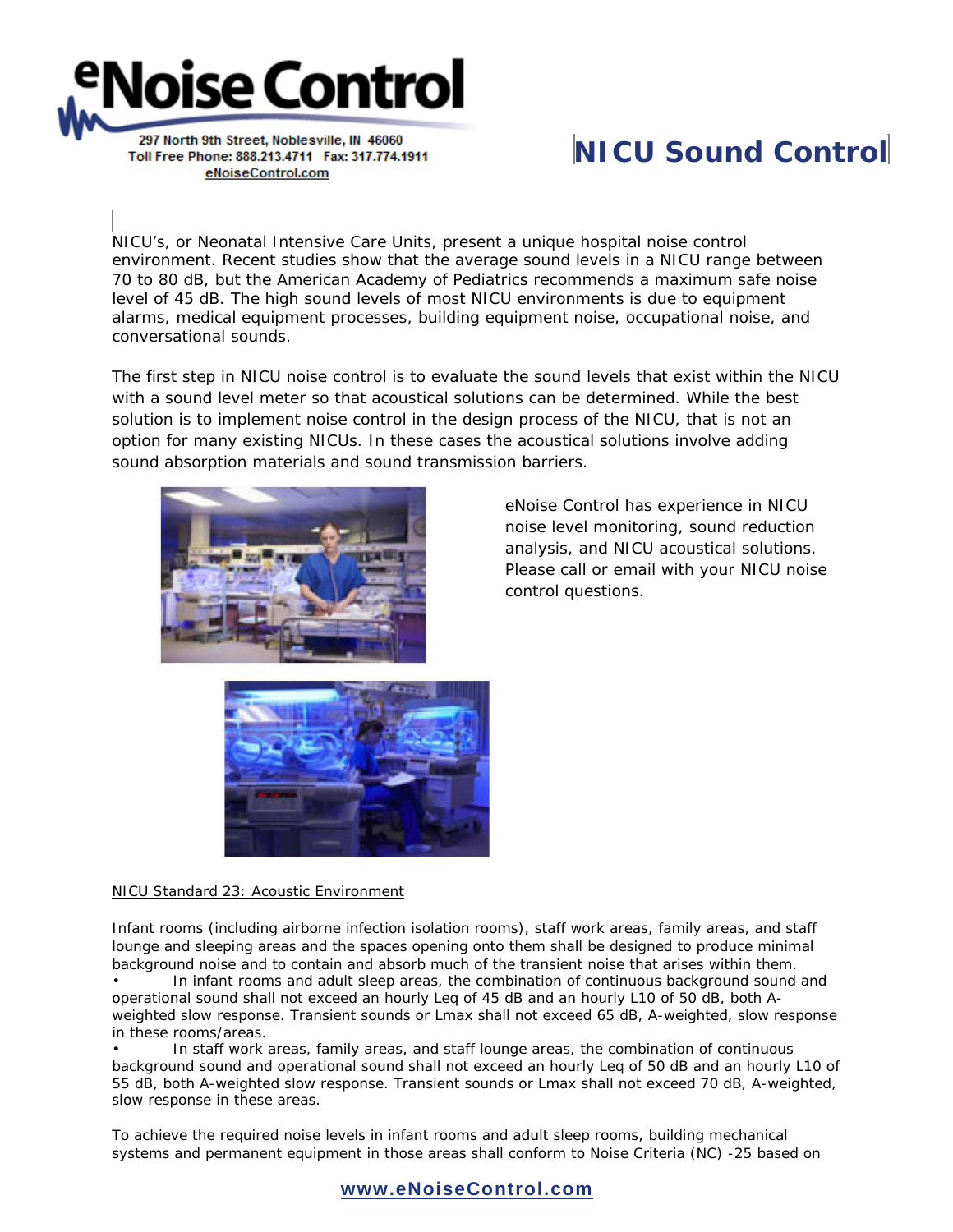# eNoise Control

297 North 9th Street, Noblesville, IN 46060
Toll Free Phone: 888.213.4711 Fax: 317.774.1911
eNoiseControl.com

# NICU Sound Control

NICU's, or Neonatal Intensive Care Units, present a unique hospital noise control environment. Recent studies show that the average sound levels in a NICU range between 70 to 80 dB, but the American Academy of Pediatrics recommends a maximum safe noise level of 45 dB. The high sound levels of most NICU environments is due to equipment alarms, medical equipment processes, building equipment noise, occupational noise, and conversational sounds.

The first step in NICU noise control is to evaluate the sound levels that exist within the NICU with a sound level meter so that acoustical solutions can be determined. While the best solution is to implement noise control in the design process of the NICU, that is not an option for many existing NICUs. In these cases the acoustical solutions involve adding sound absorption materials and sound transmission barriers.

eNoise Control has experience in NICU noise level monitoring, sound reduction analysis, and NICU acoustical solutions. Please call or email with your NICU noise control questions.

NICU Standard 23: Acoustic Environment

Infant rooms (including airborne infection isolation rooms), staff work areas, family areas, and staff lounge and sleeping areas and the spaces opening onto them shall be designed to produce minimal background noise and to contain and absorb much of the transient noise that arises within them.

- In infant rooms and adult sleep areas, the combination of continuous background sound and operational sound shall not exceed an hourly Leq of 45 dB and an hourly L10 of 50 dB, both A-weighted slow response. Transient sounds or Lmax shall not exceed 65 dB, A-weighted, slow response in these rooms/areas.
- In staff work areas, family areas, and staff lounge areas, the combination of continuous background sound and operational sound shall not exceed an hourly Leq of 50 dB and an hourly L10 of 55 dB, both A-weighted slow response. Transient sounds or Lmax shall not exceed 70 dB, A-weighted, slow response in these areas.

To achieve the required noise levels in infant rooms and adult sleep rooms, building mechanical systems and permanent equipment in those areas shall conform to Noise Criteria (NC) -25 based on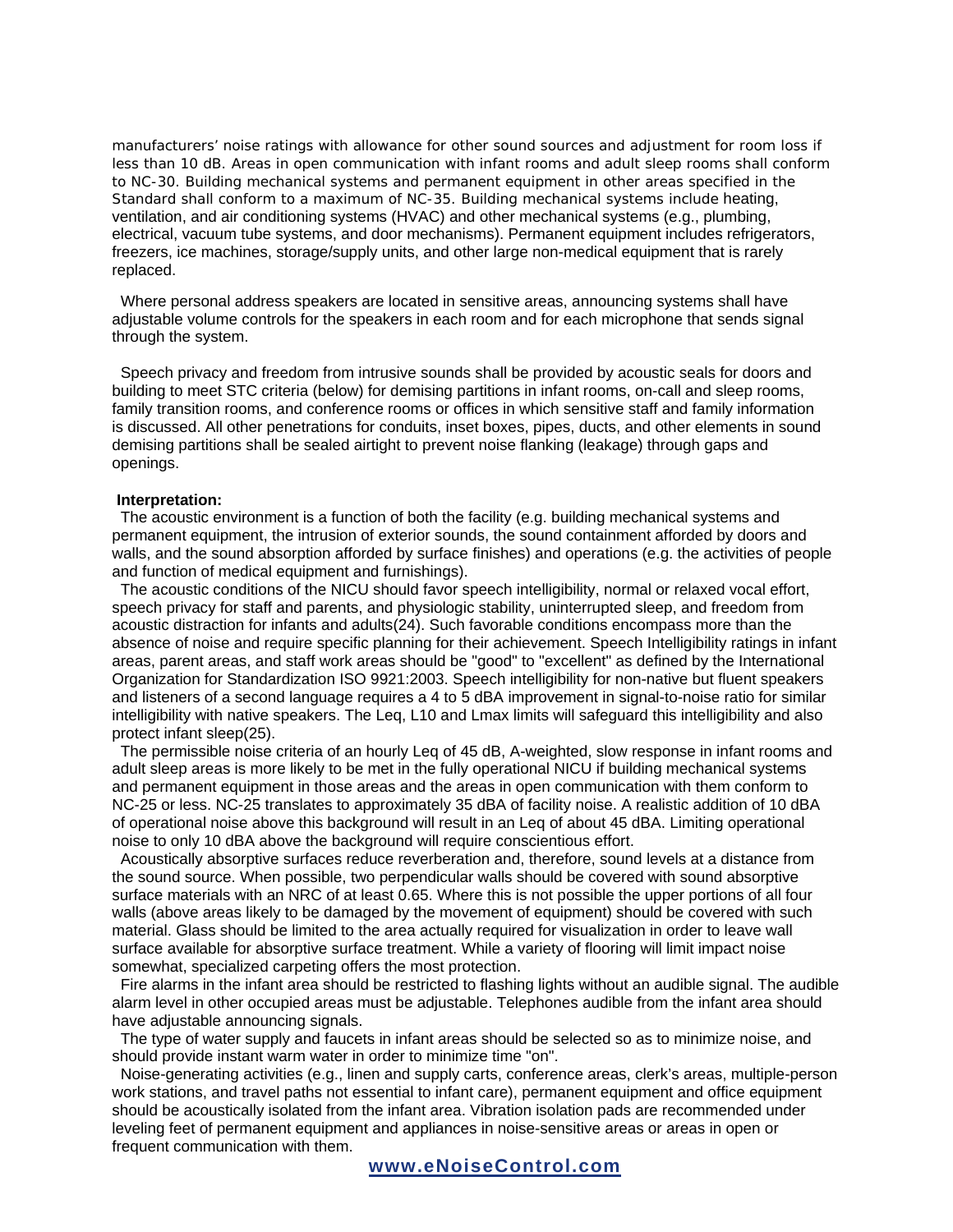manufacturers' noise ratings with allowance for other sound sources and adjustment for room loss if less than 10 dB. Areas in open communication with infant rooms and adult sleep rooms shall conform to NC-30. Building mechanical systems and permanent equipment in other areas specified in the Standard shall conform to a maximum of NC-35. Building mechanical systems include heating, ventilation, and air conditioning systems (HVAC) and other mechanical systems (e.g., plumbing, electrical, vacuum tube systems, and door mechanisms). Permanent equipment includes refrigerators, freezers, ice machines, storage/supply units, and other large non-medical equipment that is rarely replaced.

Where personal address speakers are located in sensitive areas, announcing systems shall have adjustable volume controls for the speakers in each room and for each microphone that sends signal through the system.

Speech privacy and freedom from intrusive sounds shall be provided by acoustic seals for doors and building to meet STC criteria (below) for demising partitions in infant rooms, on-call and sleep rooms, family transition rooms, and conference rooms or offices in which sensitive staff and family information is discussed. All other penetrations for conduits, inset boxes, pipes, ducts, and other elements in sound demising partitions shall be sealed airtight to prevent noise flanking (leakage) through gaps and openings.

**Interpretation:**

The acoustic environment is a function of both the facility (e.g. building mechanical systems and permanent equipment, the intrusion of exterior sounds, the sound containment afforded by doors and walls, and the sound absorption afforded by surface finishes) and operations (e.g. the activities of people and function of medical equipment and furnishings).

The acoustic conditions of the NICU should favor speech intelligibility, normal or relaxed vocal effort, speech privacy for staff and parents, and physiologic stability, uninterrupted sleep, and freedom from acoustic distraction for infants and adults(24). Such favorable conditions encompass more than the absence of noise and require specific planning for their achievement. Speech Intelligibility ratings in infant areas, parent areas, and staff work areas should be "good" to "excellent" as defined by the International Organization for Standardization ISO 9921:2003. Speech intelligibility for non-native but fluent speakers and listeners of a second language requires a 4 to 5 dBA improvement in signal-to-noise ratio for similar intelligibility with native speakers. The Leq, L10 and Lmax limits will safeguard this intelligibility and also protect infant sleep(25).

The permissible noise criteria of an hourly Leq of 45 dB, A-weighted, slow response in infant rooms and adult sleep areas is more likely to be met in the fully operational NICU if building mechanical systems and permanent equipment in those areas and the areas in open communication with them conform to NC-25 or less. NC-25 translates to approximately 35 dBA of facility noise. A realistic addition of 10 dBA of operational noise above this background will result in an Leq of about 45 dBA. Limiting operational noise to only 10 dBA above the background will require conscientious effort.

Acoustically absorptive surfaces reduce reverberation and, therefore, sound levels at a distance from the sound source. When possible, two perpendicular walls should be covered with sound absorptive surface materials with an NRC of at least 0.65. Where this is not possible the upper portions of all four walls (above areas likely to be damaged by the movement of equipment) should be covered with such material. Glass should be limited to the area actually required for visualization in order to leave wall surface available for absorptive surface treatment. While a variety of flooring will limit impact noise somewhat, specialized carpeting offers the most protection.

Fire alarms in the infant area should be restricted to flashing lights without an audible signal. The audible alarm level in other occupied areas must be adjustable. Telephones audible from the infant area should have adjustable announcing signals.

The type of water supply and faucets in infant areas should be selected so as to minimize noise, and should provide instant warm water in order to minimize time "on".

Noise-generating activities (e.g., linen and supply carts, conference areas, clerk's areas, multiple-person work stations, and travel paths not essential to infant care), permanent equipment and office equipment should be acoustically isolated from the infant area. Vibration isolation pads are recommended under leveling feet of permanent equipment and appliances in noise-sensitive areas or areas in open or frequent communication with them.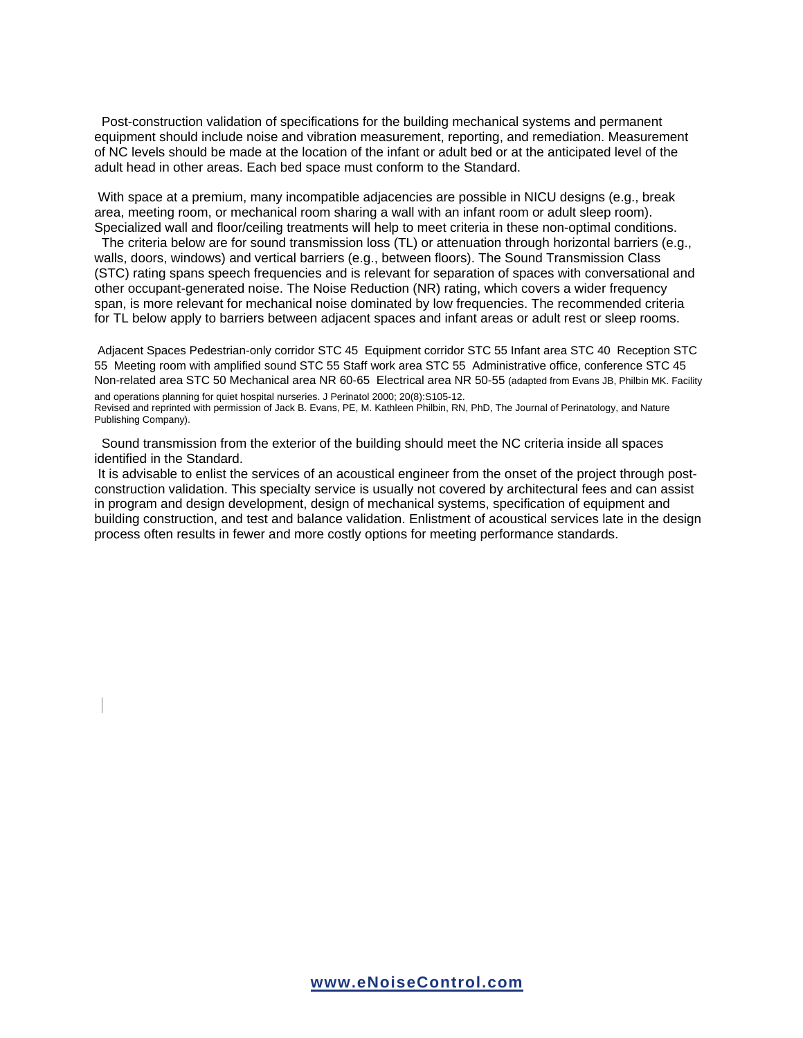Post-construction validation of specifications for the building mechanical systems and permanent equipment should include noise and vibration measurement, reporting, and remediation. Measurement of NC levels should be made at the location of the infant or adult bed or at the anticipated level of the adult head in other areas. Each bed space must conform to the Standard.

With space at a premium, many incompatible adjacencies are possible in NICU designs (e.g., break area, meeting room, or mechanical room sharing a wall with an infant room or adult sleep room). Specialized wall and floor/ceiling treatments will help to meet criteria in these non-optimal conditions.

The criteria below are for sound transmission loss (TL) or attenuation through horizontal barriers (e.g., walls, doors, windows) and vertical barriers (e.g., between floors). The Sound Transmission Class (STC) rating spans speech frequencies and is relevant for separation of spaces with conversational and other occupant-generated noise. The Noise Reduction (NR) rating, which covers a wider frequency span, is more relevant for mechanical noise dominated by low frequencies. The recommended criteria for TL below apply to barriers between adjacent spaces and infant areas or adult rest or sleep rooms.

Adjacent Spaces Pedestrian-only corridor STC 45 Equipment corridor STC 55 Infant area STC 40 Reception STC 55 Meeting room with amplified sound STC 55 Staff work area STC 55 Administrative office, conference STC 45 Non-related area STC 50 Mechanical area NR 60-65 Electrical area NR 50-55 (adapted from Evans JB, Philbin MK. Facility and operations planning for quiet hospital nurseries. J Perinatol 2000; 20(8):S105-12.
Revised and reprinted with permission of Jack B. Evans, PE, M. Kathleen Philbin, RN, PhD, The Journal of Perinatology, and Nature Publishing Company).

Sound transmission from the exterior of the building should meet the NC criteria inside all spaces identified in the Standard.

It is advisable to enlist the services of an acoustical engineer from the onset of the project through post-construction validation. This specialty service is usually not covered by architectural fees and can assist in program and design development, design of mechanical systems, specification of equipment and building construction, and test and balance validation. Enlistment of acoustical services late in the design process often results in fewer and more costly options for meeting performance standards.